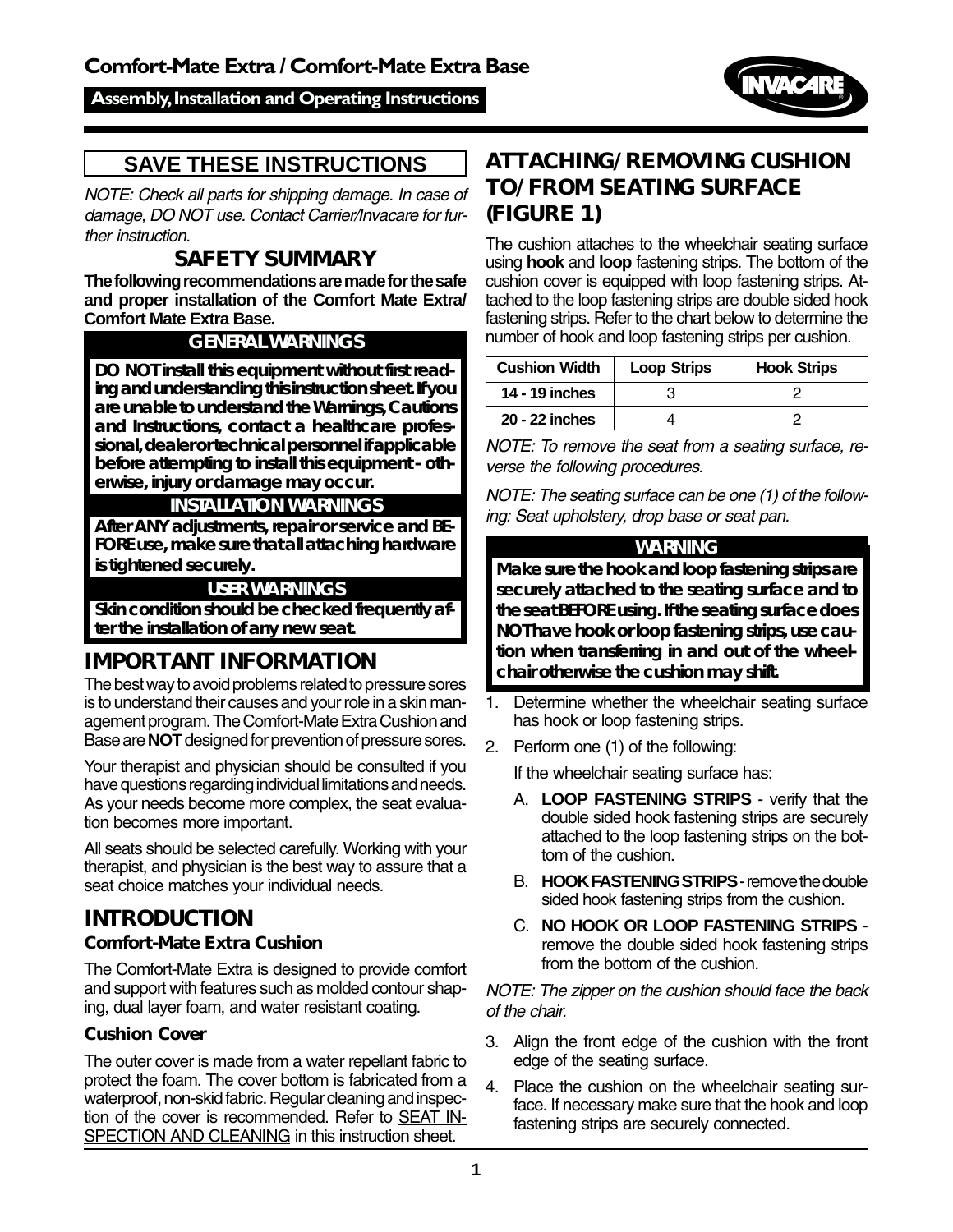# Comfort-Mate Extra / Comfort-Mate Extra Base

**Assembly, Installation and Operating Instructions**

## SAVE THESE INSTRUCTIONS

*NOTE: Check all parts for shipping damage. In case of damage, DO NOT use. Contact Carrier/Invacare for further instruction.*

## SAFETY SUMMARY

**The following recommendations are made for the safe and proper installation of the Comfort Mate Extra/ Comfort Mate Extra Base.**

**GENERAL WARNINGS**

**DO NOT install this equipment without first reading and understanding this instruction sheet. If you are unable to understand the Warnings, Cautions and Instructions, contact a healthcare professional, dealer or technical personnel if applicable before attempting to install this equipment - otherwise, injury or damage may occur.**

**INSTALLATION WARNINGS**

**After ANY adjustments, repair or service and BEFORE use, make sure that all attaching hardware is tightened securely.**

**USER WARNINGS**

**Skin condition should be checked frequently after the installation of any new seat.**

## IMPORTANT INFORMATION

The best way to avoid problems related to pressure sores is to understand their causes and your role in a skin management program. The Comfort-Mate Extra Cushion and Base are **NOT** designed for prevention of pressure sores.

Your therapist and physician should be consulted if you have questions regarding individual limitations and needs. As your needs become more complex, the seat evaluation becomes more important.

All seats should be selected carefully. Working with your therapist, and physician is the best way to assure that a seat choice matches your individual needs.

## INTRODUCTION

### Comfort-Mate Extra Cushion

The Comfort-Mate Extra is designed to provide comfort and support with features such as molded contour shaping, dual layer foam, and water resistant coating.

### Cushion Cover

The outer cover is made from a water repellant fabric to protect the foam. The cover bottom is fabricated from a waterproof, non-skid fabric. Regular cleaning and inspection of the cover is recommended. Refer to SEAT INSPECTION AND CLEANING in this instruction sheet.

## ATTACHING/REMOVING CUSHION TO/FROM SEATING SURFACE (FIGURE 1)

The cushion attaches to the wheelchair seating surface using **hook** and **loop** fastening strips. The bottom of the cushion cover is equipped with loop fastening strips. Attached to the loop fastening strips are double sided hook fastening strips. Refer to the chart below to determine the number of hook and loop fastening strips per cushion.

| Cushion Width | Loop Strips | Hook Strips |
|---|---|---|
| 14 - 19 inches | 3 | 2 |
| 20 - 22 inches | 4 | 2 |

*NOTE: To remove the seat from a seating surface, reverse the following procedures.*

*NOTE: The seating surface can be one (1) of the following: Seat upholstery, drop base or seat pan.*

**WARNING**

**Make sure the hook and loop fastening strips are securely attached to the seating surface and to the seat BEFORE using. If the seating surface does NOT have hook or loop fastening strips, use caution when transferring in and out of the wheelchair otherwise the cushion may shift.**

1. Determine whether the wheelchair seating surface has hook or loop fastening strips.
2. Perform one (1) of the following:

   If the wheelchair seating surface has:

   A. **LOOP FASTENING STRIPS** - verify that the double sided hook fastening strips are securely attached to the loop fastening strips on the bottom of the cushion.

   B. **HOOK FASTENING STRIPS** - remove the double sided hook fastening strips from the cushion.

   C. **NO HOOK OR LOOP FASTENING STRIPS** - remove the double sided hook fastening strips from the bottom of the cushion.

*NOTE: The zipper on the cushion should face the back of the chair.*

3. Align the front edge of the cushion with the front edge of the seating surface.
4. Place the cushion on the wheelchair seating surface. If necessary make sure that the hook and loop fastening strips are securely connected.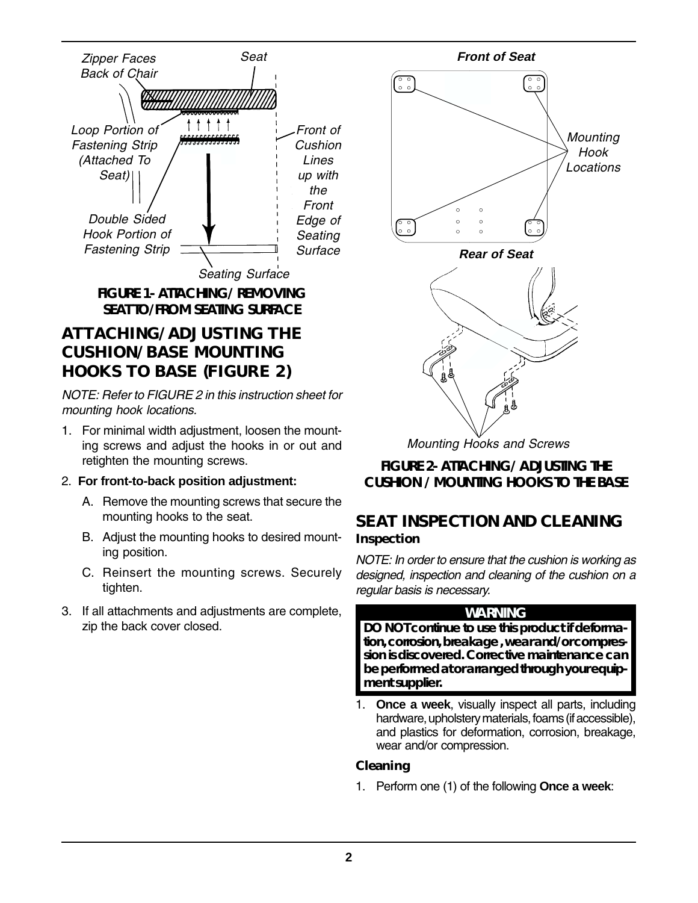Zipper Faces Back of Chair

Seat

Loop Portion of Fastening Strip (Attached To Seat)

Front of Cushion Lines up with the Front Edge of Seating Surface

Double Sided Hook Portion of Fastening Strip

Seating Surface

**FIGURE 1- ATTACHING/REMOVING SEAT TO/FROM SEATING SURFACE**

## ATTACHING/ADJUSTING THE CUSHION/BASE MOUNTING HOOKS TO BASE (FIGURE 2)

*NOTE: Refer to FIGURE 2 in this instruction sheet for mounting hook locations.*

1. For minimal width adjustment, loosen the mounting screws and adjust the hooks in or out and retighten the mounting screws.
2. **For front-to-back position adjustment:**
   A. Remove the mounting screws that secure the mounting hooks to the seat.
   B. Adjust the mounting hooks to desired mounting position.
   C. Reinsert the mounting screws. Securely tighten.
3. If all attachments and adjustments are complete, zip the back cover closed.

Front of Seat

Mounting Hook Locations

Rear of Seat

Mounting Hooks and Screws

**FIGURE 2- ATTACHING/ADJUSTING THE CUSHION/MOUNTING HOOKS TO THE BASE**

## SEAT INSPECTION AND CLEANING

### Inspection

*NOTE: In order to ensure that the cushion is working as designed, inspection and cleaning of the cushion on a regular basis is necessary.*

**WARNING**

**DO NOT continue to use this product if deformation, corrosion, breakage, wear and/or compression is discovered. Corrective maintenance can be performed at or arranged through your equipment supplier.**

1. **Once a week**, visually inspect all parts, including hardware, upholstery materials, foams (if accessible), and plastics for deformation, corrosion, breakage, wear and/or compression.

### Cleaning

1. Perform one (1) of the following **Once a week**: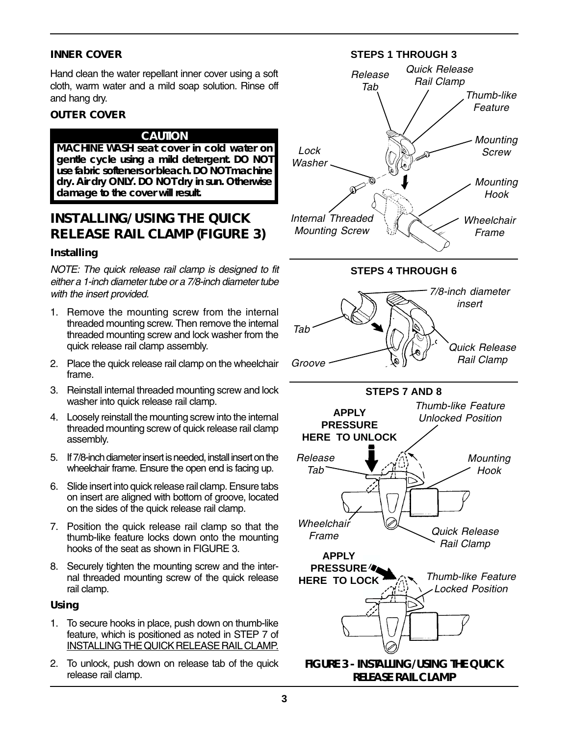### INNER COVER

Hand clean the water repellant inner cover using a soft cloth, warm water and a mild soap solution. Rinse off and hang dry.

### OUTER COVER

**CAUTION**

**MACHINE WASH seat cover in cold water on gentle cycle using a mild detergent. DO NOT use fabric softeners or bleach. DO NOT machine dry. Air dry ONLY. DO NOT dry in sun. Otherwise damage to the cover will result.**

## INSTALLING/USING THE QUICK RELEASE RAIL CLAMP (FIGURE 3)

### Installing

*NOTE: The quick release rail clamp is designed to fit either a 1-inch diameter tube or a 7/8-inch diameter tube with the insert provided.*

1. Remove the mounting screw from the internal threaded mounting screw. Then remove the internal threaded mounting screw and lock washer from the quick release rail clamp assembly.
2. Place the quick release rail clamp on the wheelchair frame.
3. Reinstall internal threaded mounting screw and lock washer into quick release rail clamp.
4. Loosely reinstall the mounting screw into the internal threaded mounting screw of quick release rail clamp assembly.
5. If 7/8-inch diameter insert is needed, install insert on the wheelchair frame. Ensure the open end is facing up.
6. Slide insert into quick release rail clamp. Ensure tabs on insert are aligned with bottom of groove, located on the sides of the quick release rail clamp.
7. Position the quick release rail clamp so that the thumb-like feature locks down onto the mounting hooks of the seat as shown in FIGURE 3.
8. Securely tighten the mounting screw and the internal threaded mounting screw of the quick release rail clamp.

### Using

1. To secure hooks in place, push down on thumb-like feature, which is positioned as noted in STEP 7 of INSTALLING THE QUICK RELEASE RAIL CLAMP.
2. To unlock, push down on release tab of the quick release rail clamp.

**STEPS 1 THROUGH 3**

*Release Tab*, *Quick Release Rail Clamp*, *Thumb-like Feature*, *Mounting Screw*, *Lock Washer*, *Mounting Hook*, *Internal Threaded Mounting Screw*, *Wheelchair Frame*

**STEPS 4 THROUGH 6**

*7/8-inch diameter insert*, *Tab*, *Quick Release Rail Clamp*, *Groove*

**STEPS 7 AND 8**

**APPLY PRESSURE HERE TO UNLOCK**, *Thumb-like Feature Unlocked Position*, *Release Tab*, *Mounting Hook*, *Wheelchair Frame*, *Quick Release Rail Clamp*

**APPLY PRESSURE HERE TO LOCK**, *Thumb-like Feature Locked Position*

**FIGURE 3 - INSTALLING/USING THE QUICK RELEASE RAIL CLAMP**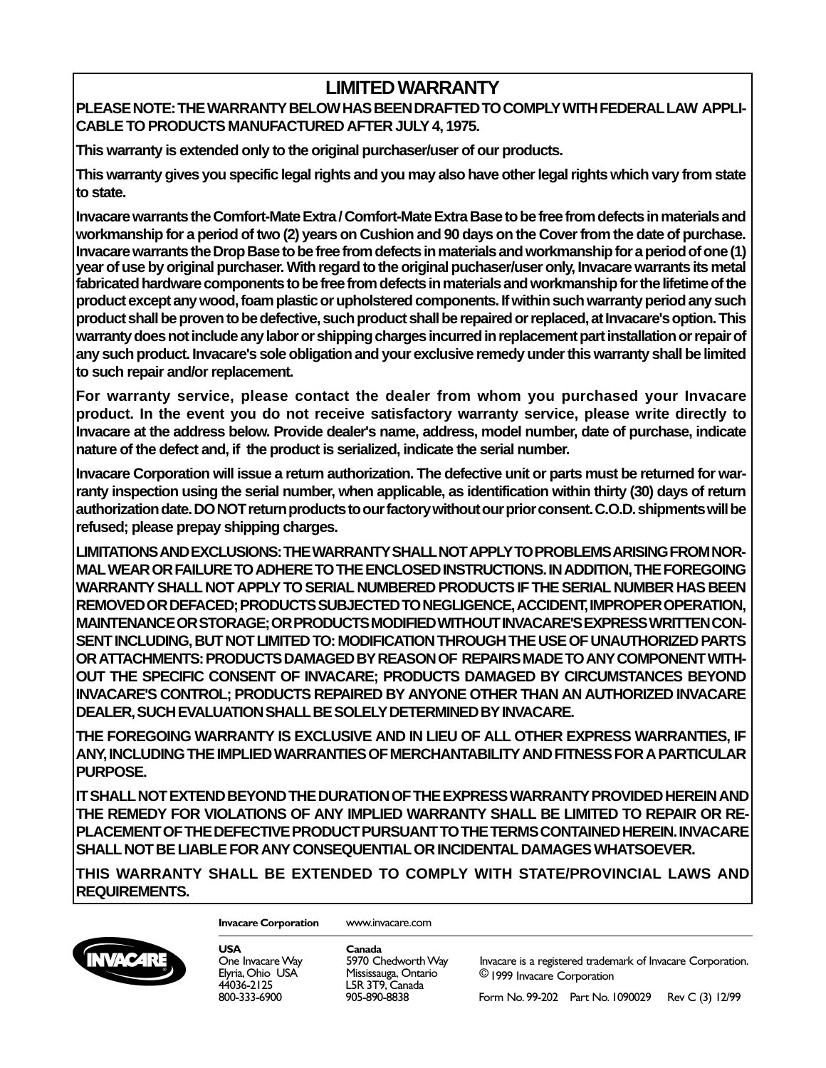# LIMITED WARRANTY

**PLEASE NOTE: THE WARRANTY BELOW HAS BEEN DRAFTED TO COMPLY WITH FEDERAL LAW APPLICABLE TO PRODUCTS MANUFACTURED AFTER JULY 4, 1975.**

**This warranty is extended only to the original purchaser/user of our products.**

**This warranty gives you specific legal rights and you may also have other legal rights which vary from state to state.**

**Invacare warrants the Comfort-Mate Extra / Comfort-Mate Extra Base to be free from defects in materials and workmanship for a period of two (2) years on Cushion and 90 days on the Cover from the date of purchase. Invacare warrants the Drop Base to be free from defects in materials and workmanship for a period of one (1) year of use by original purchaser. With regard to the original puchaser/user only, Invacare warrants its metal fabricated hardware components to be free from defects in materials and workmanship for the lifetime of the product except any wood, foam plastic or upholstered components. If within such warranty period any such product shall be proven to be defective, such product shall be repaired or replaced, at Invacare's option. This warranty does not include any labor or shipping charges incurred in replacement part installation or repair of any such product. Invacare's sole obligation and your exclusive remedy under this warranty shall be limited to such repair and/or replacement.**

**For warranty service, please contact the dealer from whom you purchased your Invacare product. In the event you do not receive satisfactory warranty service, please write directly to Invacare at the address below. Provide dealer's name, address, model number, date of purchase, indicate nature of the defect and, if the product is serialized, indicate the serial number.**

**Invacare Corporation will issue a return authorization. The defective unit or parts must be returned for warranty inspection using the serial number, when applicable, as identification within thirty (30) days of return authorization date. DO NOT return products to our factory without our prior consent. C.O.D. shipments will be refused; please prepay shipping charges.**

**LIMITATIONS AND EXCLUSIONS: THE WARRANTY SHALL NOT APPLY TO PROBLEMS ARISING FROM NORMAL WEAR OR FAILURE TO ADHERE TO THE ENCLOSED INSTRUCTIONS. IN ADDITION, THE FOREGOING WARRANTY SHALL NOT APPLY TO SERIAL NUMBERED PRODUCTS IF THE SERIAL NUMBER HAS BEEN REMOVED OR DEFACED; PRODUCTS SUBJECTED TO NEGLIGENCE, ACCIDENT, IMPROPER OPERATION, MAINTENANCE OR STORAGE; OR PRODUCTS MODIFIED WITHOUT INVACARE'S EXPRESS WRITTEN CONSENT INCLUDING, BUT NOT LIMITED TO: MODIFICATION THROUGH THE USE OF UNAUTHORIZED PARTS OR ATTACHMENTS: PRODUCTS DAMAGED BY REASON OF REPAIRS MADE TO ANY COMPONENT WITHOUT THE SPECIFIC CONSENT OF INVACARE; PRODUCTS DAMAGED BY CIRCUMSTANCES BEYOND INVACARE'S CONTROL; PRODUCTS REPAIRED BY ANYONE OTHER THAN AN AUTHORIZED INVACARE DEALER, SUCH EVALUATION SHALL BE SOLELY DETERMINED BY INVACARE.**

**THE FOREGOING WARRANTY IS EXCLUSIVE AND IN LIEU OF ALL OTHER EXPRESS WARRANTIES, IF ANY, INCLUDING THE IMPLIED WARRANTIES OF MERCHANTABILITY AND FITNESS FOR A PARTICULAR PURPOSE.**

**IT SHALL NOT EXTEND BEYOND THE DURATION OF THE EXPRESS WARRANTY PROVIDED HEREIN AND THE REMEDY FOR VIOLATIONS OF ANY IMPLIED WARRANTY SHALL BE LIMITED TO REPAIR OR REPLACEMENT OF THE DEFECTIVE PRODUCT PURSUANT TO THE TERMS CONTAINED HEREIN. INVACARE SHALL NOT BE LIABLE FOR ANY CONSEQUENTIAL OR INCIDENTAL DAMAGES WHATSOEVER.**

**THIS WARRANTY SHALL BE EXTENDED TO COMPLY WITH STATE/PROVINCIAL LAWS AND REQUIREMENTS.**

INVACARE®

**Invacare Corporation** www.invacare.com

**USA**
One Invacare Way
Elyria, Ohio USA
44036-2125
800-333-6900

**Canada**
5970 Chedworth Way
Mississauga, Ontario
L5R 3T9, Canada
905-890-8838

Invacare is a registered trademark of Invacare Corporation.
© 1999 Invacare Corporation

Form No. 99-202 Part No. 1090029 Rev C (3) 12/99